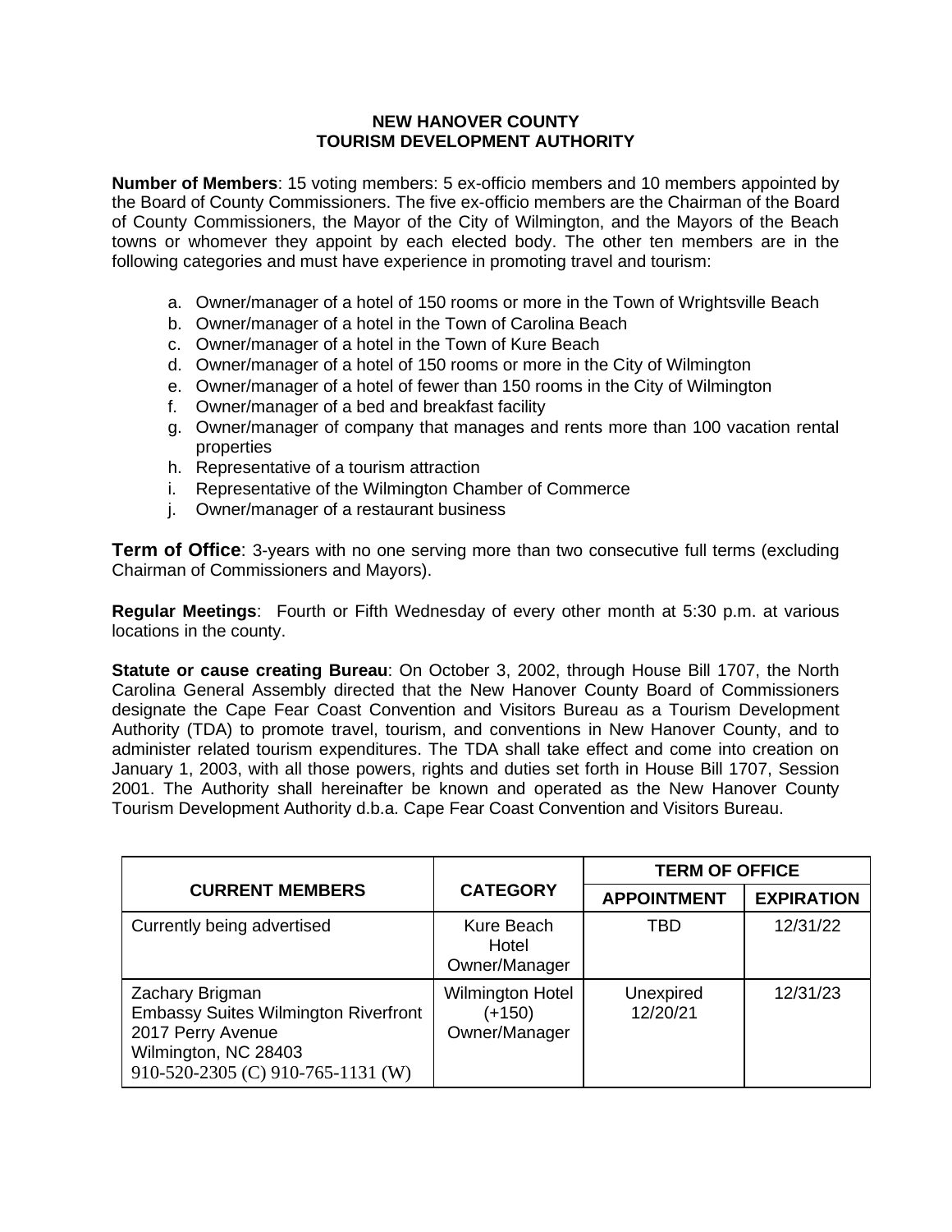**NEW HANOVER COUNTY**
**TOURISM DEVELOPMENT AUTHORITY**

**Number of Members**: 15 voting members: 5 ex-officio members and 10 members appointed by the Board of County Commissioners. The five ex-officio members are the Chairman of the Board of County Commissioners, the Mayor of the City of Wilmington, and the Mayors of the Beach towns or whomever they appoint by each elected body. The other ten members are in the following categories and must have experience in promoting travel and tourism:

a. Owner/manager of a hotel of 150 rooms or more in the Town of Wrightsville Beach
b. Owner/manager of a hotel in the Town of Carolina Beach
c. Owner/manager of a hotel in the Town of Kure Beach
d. Owner/manager of a hotel of 150 rooms or more in the City of Wilmington
e. Owner/manager of a hotel of fewer than 150 rooms in the City of Wilmington
f. Owner/manager of a bed and breakfast facility
g. Owner/manager of company that manages and rents more than 100 vacation rental properties
h. Representative of a tourism attraction
i. Representative of the Wilmington Chamber of Commerce
j. Owner/manager of a restaurant business

**Term of Office**: 3-years with no one serving more than two consecutive full terms (excluding Chairman of Commissioners and Mayors).

**Regular Meetings**: Fourth or Fifth Wednesday of every other month at 5:30 p.m. at various locations in the county.

**Statute or cause creating Bureau**: On October 3, 2002, through House Bill 1707, the North Carolina General Assembly directed that the New Hanover County Board of Commissioners designate the Cape Fear Coast Convention and Visitors Bureau as a Tourism Development Authority (TDA) to promote travel, tourism, and conventions in New Hanover County, and to administer related tourism expenditures. The TDA shall take effect and come into creation on January 1, 2003, with all those powers, rights and duties set forth in House Bill 1707, Session 2001. The Authority shall hereinafter be known and operated as the New Hanover County Tourism Development Authority d.b.a. Cape Fear Coast Convention and Visitors Bureau.

| CURRENT MEMBERS | CATEGORY | TERM OF OFFICE | |
|---|---|---|---|
| | | APPOINTMENT | EXPIRATION |
| Currently being advertised | Kure Beach Hotel Owner/Manager | TBD | 12/31/22 |
| Zachary Brigman<br>Embassy Suites Wilmington Riverfront<br>2017 Perry Avenue<br>Wilmington, NC 28403<br>910-520-2305 (C) 910-765-1131 (W) | Wilmington Hotel (+150) Owner/Manager | Unexpired 12/20/21 | 12/31/23 |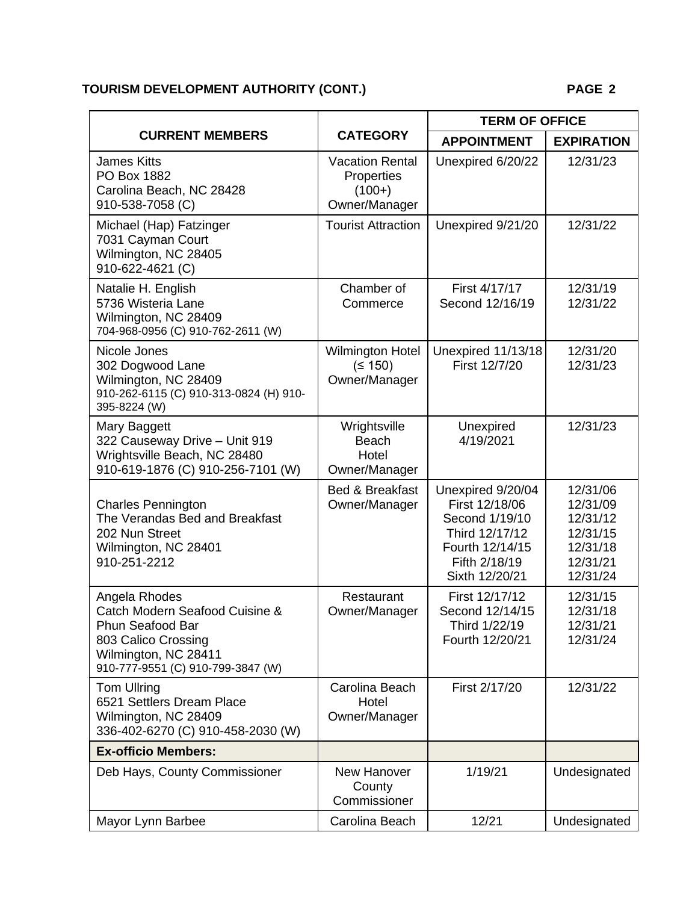**TOURISM DEVELOPMENT AUTHORITY (CONT.)**

| CURRENT MEMBERS | CATEGORY | TERM OF OFFICE | |
|---|---|---|---|
| | | APPOINTMENT | EXPIRATION |
| James Kitts<br>PO Box 1882<br>Carolina Beach, NC 28428<br>910-538-7058 (C) | Vacation Rental Properties (100+) Owner/Manager | Unexpired 6/20/22 | 12/31/23 |
| Michael (Hap) Fatzinger<br>7031 Cayman Court<br>Wilmington, NC 28405<br>910-622-4621 (C) | Tourist Attraction | Unexpired 9/21/20 | 12/31/22 |
| Natalie H. English<br>5736 Wisteria Lane<br>Wilmington, NC 28409<br>704-968-0956 (C) 910-762-2611 (W) | Chamber of Commerce | First 4/17/17<br>Second 12/16/19 | 12/31/19<br>12/31/22 |
| Nicole Jones<br>302 Dogwood Lane<br>Wilmington, NC 28409<br>910-262-6115 (C) 910-313-0824 (H) 910-395-8224 (W) | Wilmington Hotel (≤ 150) Owner/Manager | Unexpired 11/13/18<br>First 12/7/20 | 12/31/20<br>12/31/23 |
| Mary Baggett<br>322 Causeway Drive – Unit 919<br>Wrightsville Beach, NC 28480<br>910-619-1876 (C) 910-256-7101 (W) | Wrightsville Beach Hotel Owner/Manager | Unexpired 4/19/2021 | 12/31/23 |
| Charles Pennington<br>The Verandas Bed and Breakfast<br>202 Nun Street<br>Wilmington, NC 28401<br>910-251-2212 | Bed & Breakfast Owner/Manager | Unexpired 9/20/04<br>First 12/18/06<br>Second 1/19/10<br>Third 12/17/12<br>Fourth 12/14/15<br>Fifth 2/18/19<br>Sixth 12/20/21 | 12/31/06<br>12/31/09<br>12/31/12<br>12/31/15<br>12/31/18<br>12/31/21<br>12/31/24 |
| Angela Rhodes<br>Catch Modern Seafood Cuisine & Phun Seafood Bar<br>803 Calico Crossing<br>Wilmington, NC 28411<br>910-777-9551 (C) 910-799-3847 (W) | Restaurant Owner/Manager | First 12/17/12<br>Second 12/14/15<br>Third 1/22/19<br>Fourth 12/20/21 | 12/31/15<br>12/31/18<br>12/31/21<br>12/31/24 |
| Tom Ullring<br>6521 Settlers Dream Place<br>Wilmington, NC 28409<br>336-402-6270 (C) 910-458-2030 (W) | Carolina Beach Hotel Owner/Manager | First 2/17/20 | 12/31/22 |
| **Ex-officio Members:** | | | |
| Deb Hays, County Commissioner | New Hanover County Commissioner | 1/19/21 | Undesignated |
| Mayor Lynn Barbee | Carolina Beach | 12/21 | Undesignated |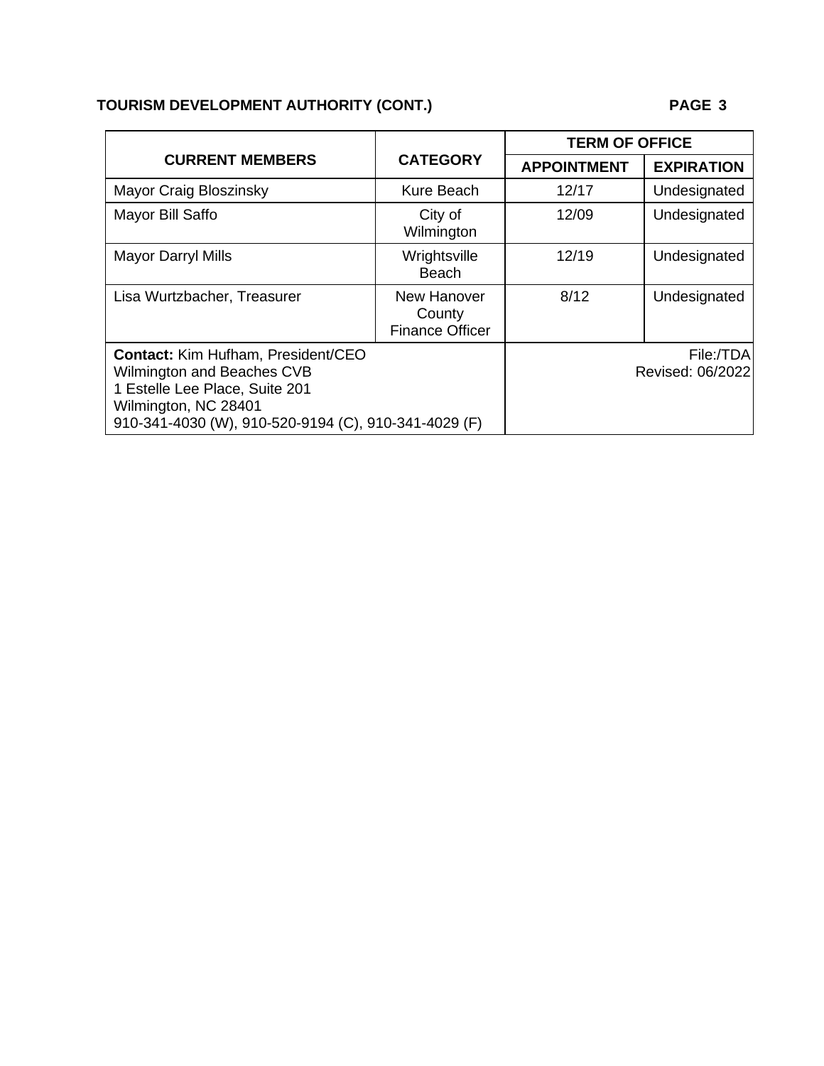## TOURISM DEVELOPMENT AUTHORITY (CONT.)

| CURRENT MEMBERS | CATEGORY | TERM OF OFFICE | |
|---|---|---|---|
| | | **APPOINTMENT** | **EXPIRATION** |
| Mayor Craig Bloszinsky | Kure Beach | 12/17 | Undesignated |
| Mayor Bill Saffo | City of Wilmington | 12/09 | Undesignated |
| Mayor Darryl Mills | Wrightsville Beach | 12/19 | Undesignated |
| Lisa Wurtzbacher, Treasurer | New Hanover County Finance Officer | 8/12 | Undesignated |
| **Contact:** Kim Hufham, President/CEO<br>Wilmington and Beaches CVB<br>1 Estelle Lee Place, Suite 201<br>Wilmington, NC 28401<br>910-341-4030 (W), 910-520-9194 (C), 910-341-4029 (F) | | File:/TDA<br>Revised: 06/2022 | |